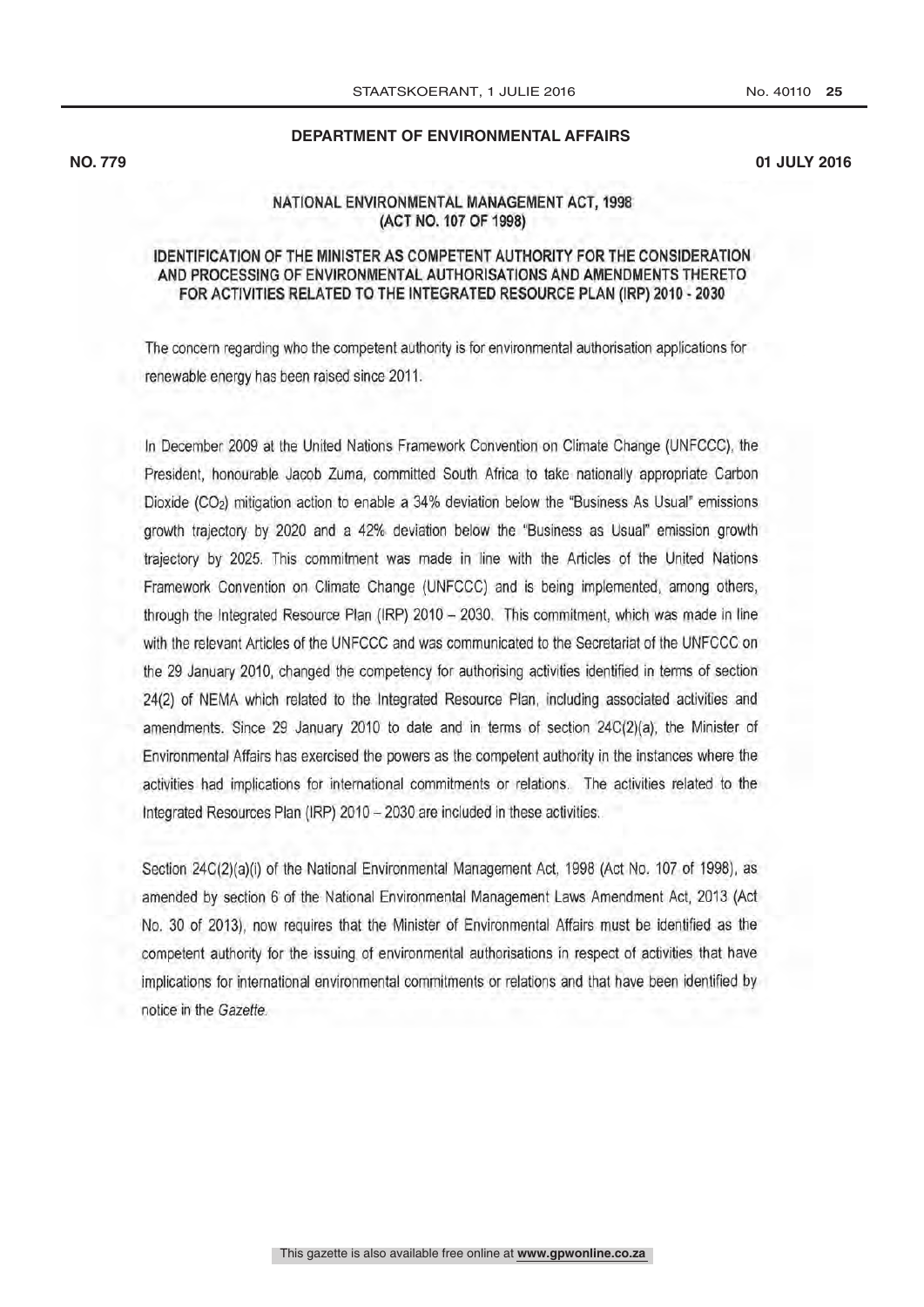## DEPARTMENT OF ENVIRONMENTAL AFFAIRS

**NO. 779** **01 JULY 2016**

### NATIONAL ENVIRONMENTAL MANAGEMENT ACT, 1998 (ACT NO. 107 OF 1998)

### IDENTIFICATION OF THE MINISTER AS COMPETENT AUTHORITY FOR THE CONSIDERATION AND PROCESSING OF ENVIRONMENTAL AUTHORISATIONS AND AMENDMENTS THERETO FOR ACTIVITIES RELATED TO THE INTEGRATED RESOURCE PLAN (IRP) 2010 - 2030

The concern regarding who the competent authority is for environmental authorisation applications for renewable energy has been raised since 2011.

In December 2009 at the United Nations Framework Convention on Climate Change (UNFCCC), the President, honourable Jacob Zuma, committed South Africa to take nationally appropriate Carbon Dioxide ($CO_2$) mitigation action to enable a 34% deviation below the "Business As Usual" emissions growth trajectory by 2020 and a 42% deviation below the "Business as Usual" emission growth trajectory by 2025. This commitment was made in line with the Articles of the United Nations Framework Convention on Climate Change (UNFCCC) and is being implemented, among others, through the Integrated Resource Plan (IRP) 2010 – 2030. This commitment, which was made in line with the relevant Articles of the UNFCCC and was communicated to the Secretariat of the UNFCCC on the 29 January 2010, changed the competency for authorising activities identified in terms of section 24(2) of NEMA which related to the Integrated Resource Plan, including associated activities and amendments. Since 29 January 2010 to date and in terms of section 24C(2)(a), the Minister of Environmental Affairs has exercised the powers as the competent authority in the instances where the activities had implications for international commitments or relations. The activities related to the Integrated Resources Plan (IRP) 2010 – 2030 are included in these activities.

Section 24C(2)(a)(i) of the National Environmental Management Act, 1998 (Act No. 107 of 1998), as amended by section 6 of the National Environmental Management Laws Amendment Act, 2013 (Act No. 30 of 2013), now requires that the Minister of Environmental Affairs must be identified as the competent authority for the issuing of environmental authorisations in respect of activities that have implications for international environmental commitments or relations and that have been identified by notice in the *Gazette*.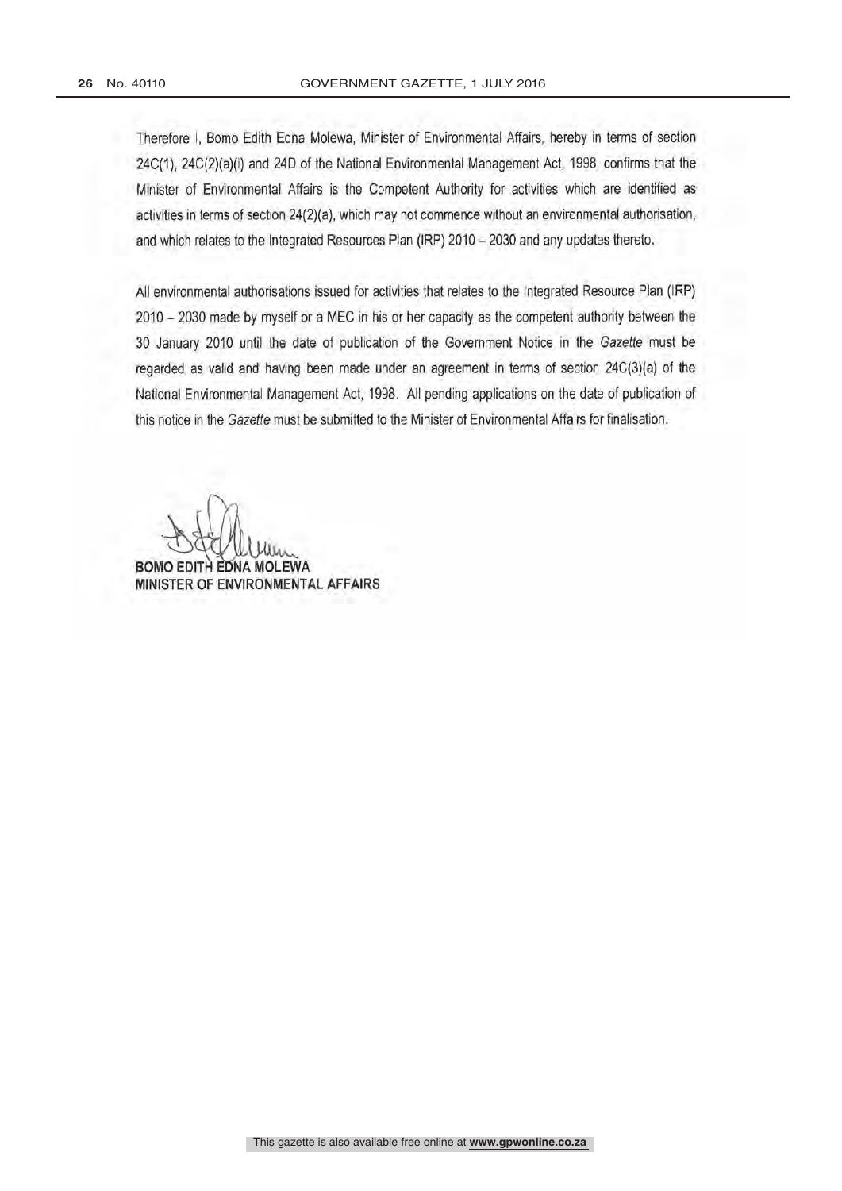Therefore I, Bomo Edith Edna Molewa, Minister of Environmental Affairs, hereby in terms of section 24C(1), 24C(2)(a)(i) and 24D of the National Environmental Management Act, 1998, confirms that the Minister of Environmental Affairs is the Competent Authority for activities which are identified as activities in terms of section 24(2)(a), which may not commence without an environmental authorisation, and which relates to the Integrated Resources Plan (IRP) 2010 – 2030 and any updates thereto.

All environmental authorisations issued for activities that relates to the Integrated Resource Plan (IRP) 2010 - 2030 made by myself or a MEC in his or her capacity as the competent authority between the 30 January 2010 until the date of publication of the Government Notice in the *Gazette* must be regarded as valid and having been made under an agreement in terms of section 24C(3)(a) of the National Environmental Management Act, 1998. All pending applications on the date of publication of this notice in the *Gazette* must be submitted to the Minister of Environmental Affairs for finalisation.

**BOMO EDITH EDNA MOLEWA**
**MINISTER OF ENVIRONMENTAL AFFAIRS**